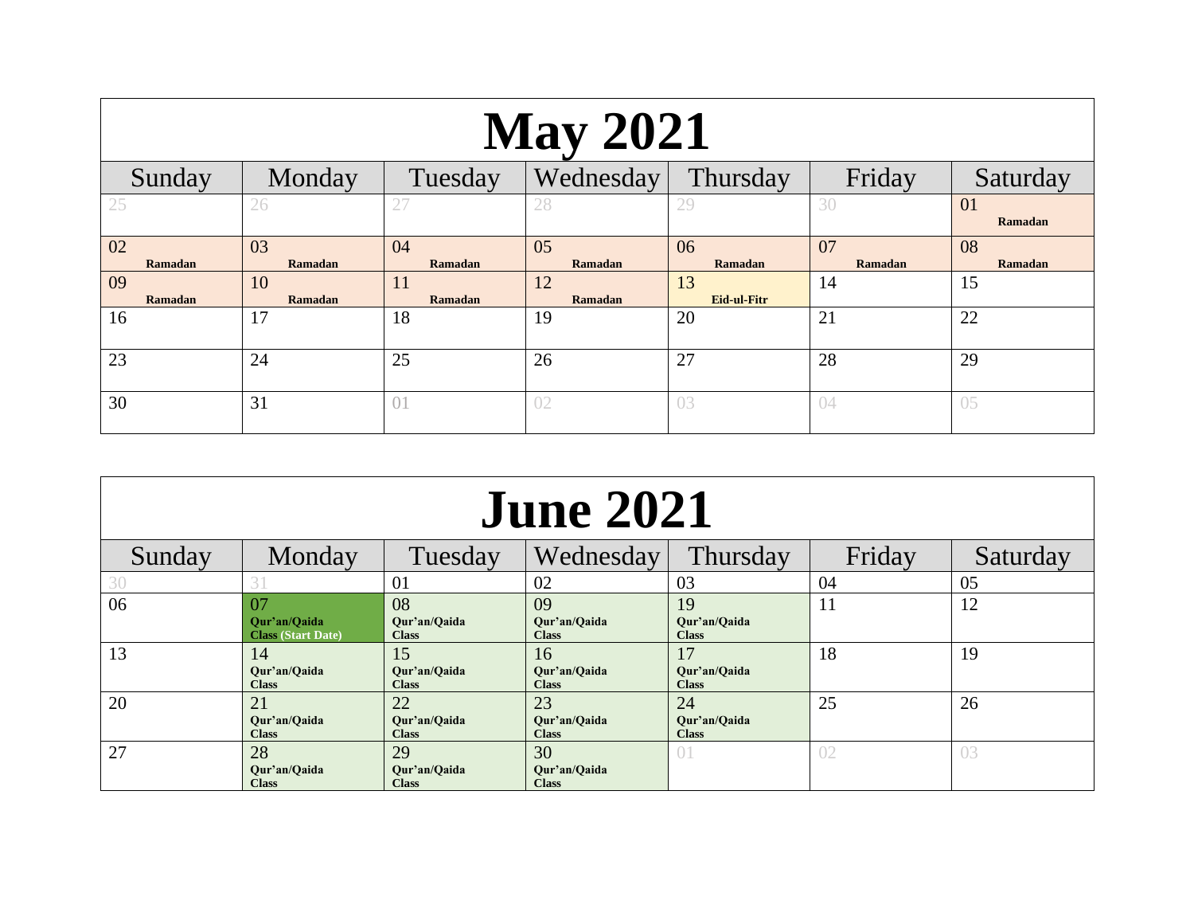# May 2021

| Sunday | Monday | Tuesday | Wednesday | Thursday | Friday | Saturday |
|---|---|---|---|---|---|---|
| 25 | 26 | 27 | 28 | 29 | 30 | 01 **Ramadan** |
| 02 **Ramadan** | 03 **Ramadan** | 04 **Ramadan** | 05 **Ramadan** | 06 **Ramadan** | 07 **Ramadan** | 08 **Ramadan** |
| 09 **Ramadan** | 10 **Ramadan** | 11 **Ramadan** | 12 **Ramadan** | 13 **Eid-ul-Fitr** | 14 | 15 |
| 16 | 17 | 18 | 19 | 20 | 21 | 22 |
| 23 | 24 | 25 | 26 | 27 | 28 | 29 |
| 30 | 31 | 01 | 02 | 03 | 04 | 05 |

# June 2021

| Sunday | Monday | Tuesday | Wednesday | Thursday | Friday | Saturday |
|---|---|---|---|---|---|---|
| 30 | 31 | 01 | 02 | 03 | 04 | 05 |
| 06 | 07 **Qur'an/Qaida Class (Start Date)** | 08 **Qur'an/Qaida Class** | 09 **Qur'an/Qaida Class** | 19 **Qur'an/Qaida Class** | 11 | 12 |
| 13 | 14 **Qur'an/Qaida Class** | 15 **Qur'an/Qaida Class** | 16 **Qur'an/Qaida Class** | 17 **Qur'an/Qaida Class** | 18 | 19 |
| 20 | 21 **Qur'an/Qaida Class** | 22 **Qur'an/Qaida Class** | 23 **Qur'an/Qaida Class** | 24 **Qur'an/Qaida Class** | 25 | 26 |
| 27 | 28 **Qur'an/Qaida Class** | 29 **Qur'an/Qaida Class** | 30 **Qur'an/Qaida Class** | 01 | 02 | 03 |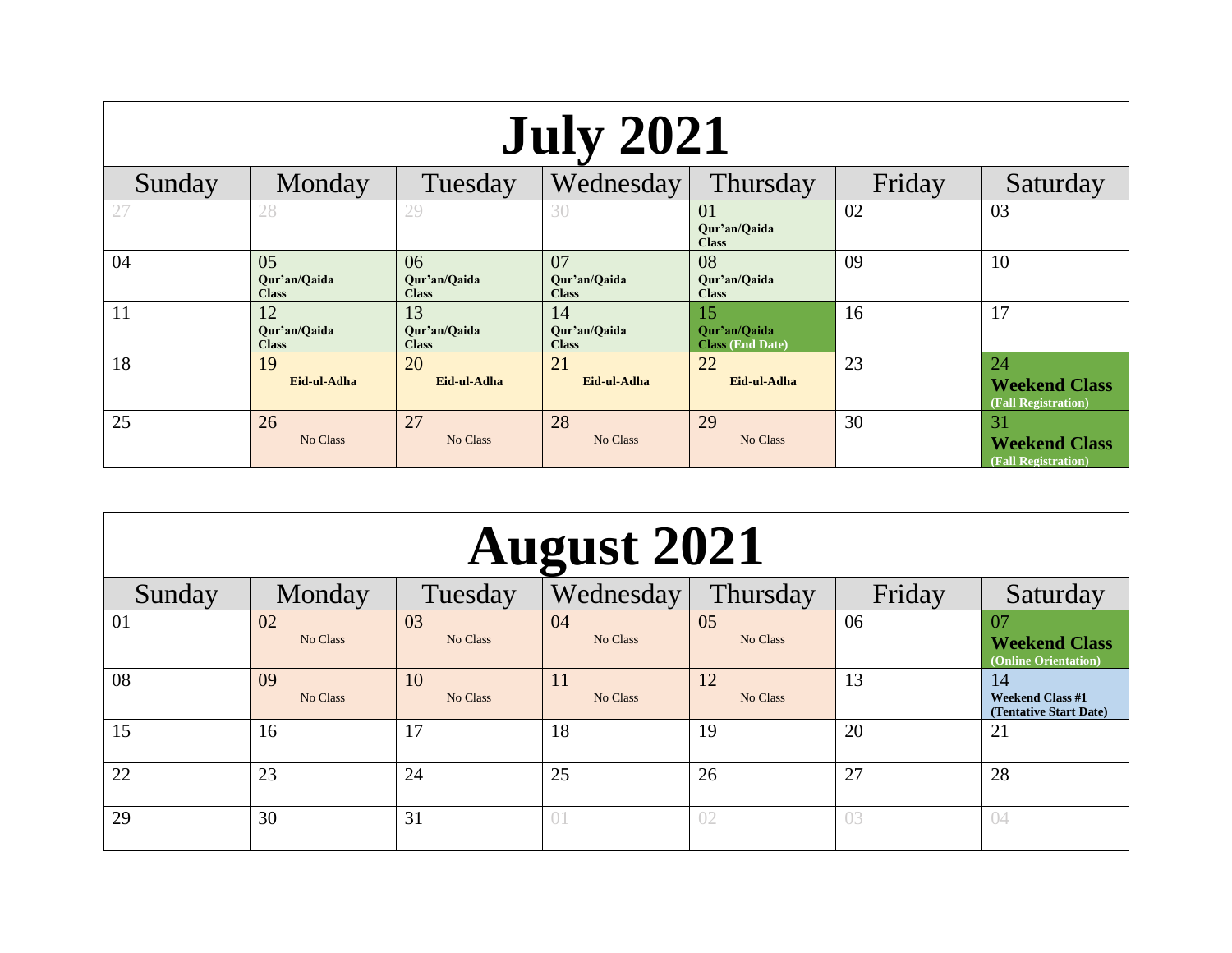# July 2021

| Sunday | Monday | Tuesday | Wednesday | Thursday | Friday | Saturday |
|---|---|---|---|---|---|---|
| 27 | 28 | 29 | 30 | 01 **Qur'an/Qaida Class** | 02 | 03 |
| 04 | 05 **Qur'an/Qaida Class** | 06 **Qur'an/Qaida Class** | 07 **Qur'an/Qaida Class** | 08 **Qur'an/Qaida Class** | 09 | 10 |
| 11 | 12 **Qur'an/Qaida Class** | 13 **Qur'an/Qaida Class** | 14 **Qur'an/Qaida Class** | 15 **Qur'an/Qaida Class (End Date)** | 16 | 17 |
| 18 | 19 **Eid-ul-Adha** | 20 **Eid-ul-Adha** | 21 **Eid-ul-Adha** | 22 **Eid-ul-Adha** | 23 | 24 **Weekend Class** **(Fall Registration)** |
| 25 | 26 No Class | 27 No Class | 28 No Class | 29 No Class | 30 | 31 **Weekend Class** **(Fall Registration)** |

# August 2021

| Sunday | Monday | Tuesday | Wednesday | Thursday | Friday | Saturday |
|---|---|---|---|---|---|---|
| 01 | 02 No Class | 03 No Class | 04 No Class | 05 No Class | 06 | 07 **Weekend Class** **(Online Orientation)** |
| 08 | 09 No Class | 10 No Class | 11 No Class | 12 No Class | 13 | 14 **Weekend Class #1 (Tentative Start Date)** |
| 15 | 16 | 17 | 18 | 19 | 20 | 21 |
| 22 | 23 | 24 | 25 | 26 | 27 | 28 |
| 29 | 30 | 31 | 01 | 02 | 03 | 04 |